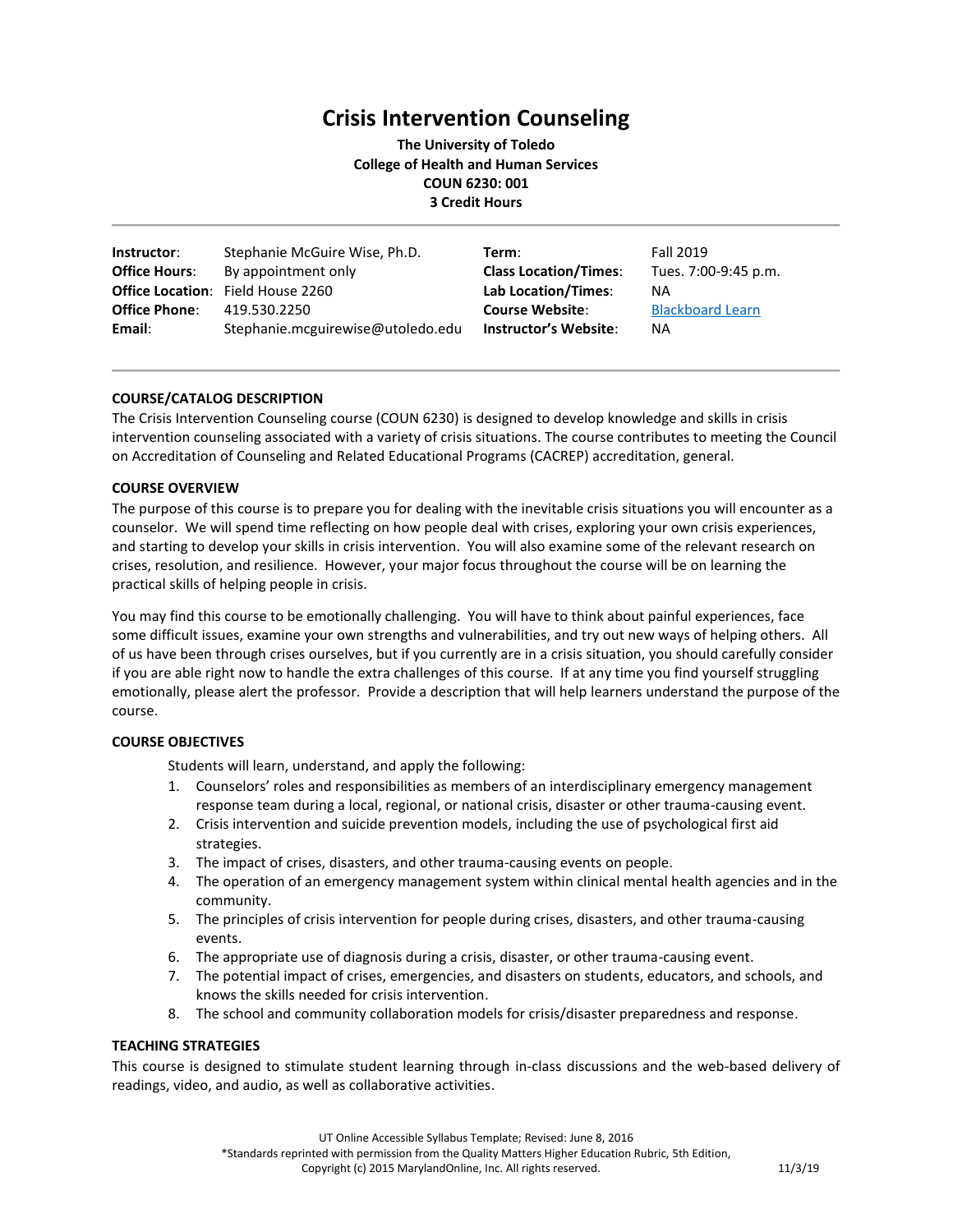# Crisis Intervention Counseling

**The University of Toledo**
**College of Health and Human Services**
**COUN 6230: 001**
**3 Credit Hours**

| | | | |
|---|---|---|---|
| **Instructor**: | Stephanie McGuire Wise, Ph.D. | **Term**: | Fall 2019 |
| **Office Hours**: | By appointment only | **Class Location/Times**: | Tues. 7:00-9:45 p.m. |
| **Office Location**: | Field House 2260 | **Lab Location/Times**: | NA |
| **Office Phone**: | 419.530.2250 | **Course Website**: | Blackboard Learn |
| **Email**: | Stephanie.mcguirewise@utoledo.edu | **Instructor's Website**: | NA |

## COURSE/CATALOG DESCRIPTION

The Crisis Intervention Counseling course (COUN 6230) is designed to develop knowledge and skills in crisis intervention counseling associated with a variety of crisis situations. The course contributes to meeting the Council on Accreditation of Counseling and Related Educational Programs (CACREP) accreditation, general.

## COURSE OVERVIEW

The purpose of this course is to prepare you for dealing with the inevitable crisis situations you will encounter as a counselor. We will spend time reflecting on how people deal with crises, exploring your own crisis experiences, and starting to develop your skills in crisis intervention. You will also examine some of the relevant research on crises, resolution, and resilience. However, your major focus throughout the course will be on learning the practical skills of helping people in crisis.

You may find this course to be emotionally challenging. You will have to think about painful experiences, face some difficult issues, examine your own strengths and vulnerabilities, and try out new ways of helping others. All of us have been through crises ourselves, but if you currently are in a crisis situation, you should carefully consider if you are able right now to handle the extra challenges of this course. If at any time you find yourself struggling emotionally, please alert the professor. Provide a description that will help learners understand the purpose of the course.

## COURSE OBJECTIVES

Students will learn, understand, and apply the following:

1. Counselors' roles and responsibilities as members of an interdisciplinary emergency management response team during a local, regional, or national crisis, disaster or other trauma-causing event.
2. Crisis intervention and suicide prevention models, including the use of psychological first aid strategies.
3. The impact of crises, disasters, and other trauma-causing events on people.
4. The operation of an emergency management system within clinical mental health agencies and in the community.
5. The principles of crisis intervention for people during crises, disasters, and other trauma-causing events.
6. The appropriate use of diagnosis during a crisis, disaster, or other trauma-causing event.
7. The potential impact of crises, emergencies, and disasters on students, educators, and schools, and knows the skills needed for crisis intervention.
8. The school and community collaboration models for crisis/disaster preparedness and response.

## TEACHING STRATEGIES

This course is designed to stimulate student learning through in-class discussions and the web-based delivery of readings, video, and audio, as well as collaborative activities.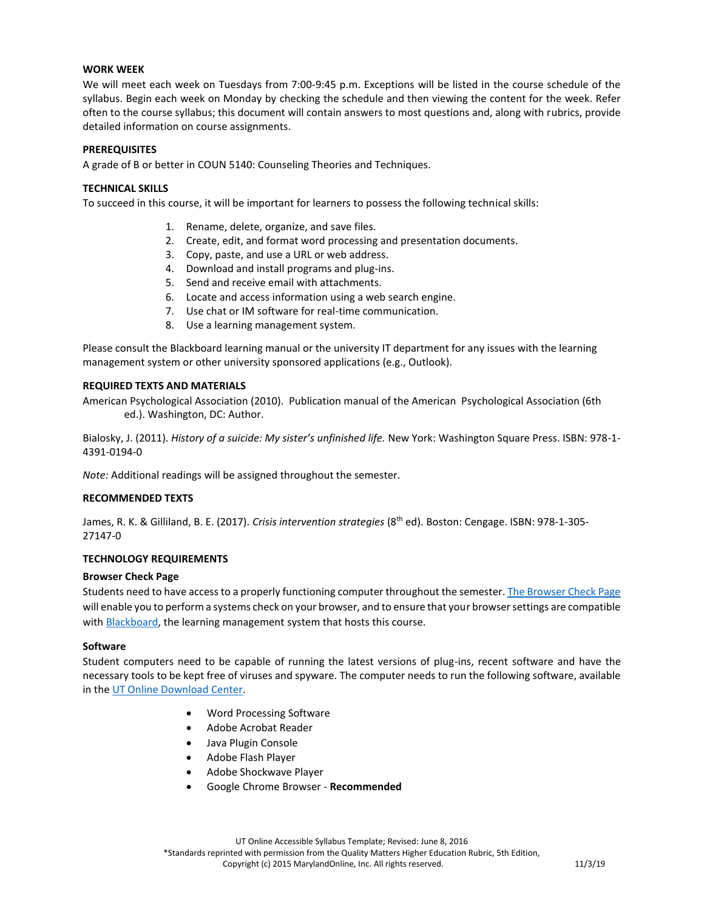**WORK WEEK**

We will meet each week on Tuesdays from 7:00-9:45 p.m. Exceptions will be listed in the course schedule of the syllabus. Begin each week on Monday by checking the schedule and then viewing the content for the week. Refer often to the course syllabus; this document will contain answers to most questions and, along with rubrics, provide detailed information on course assignments.

**PREREQUISITES**

A grade of B or better in COUN 5140: Counseling Theories and Techniques.

**TECHNICAL SKILLS**

To succeed in this course, it will be important for learners to possess the following technical skills:

1. Rename, delete, organize, and save files.
2. Create, edit, and format word processing and presentation documents.
3. Copy, paste, and use a URL or web address.
4. Download and install programs and plug-ins.
5. Send and receive email with attachments.
6. Locate and access information using a web search engine.
7. Use chat or IM software for real-time communication.
8. Use a learning management system.

Please consult the Blackboard learning manual or the university IT department for any issues with the learning management system or other university sponsored applications (e.g., Outlook).

**REQUIRED TEXTS AND MATERIALS**

American Psychological Association (2010). Publication manual of the American Psychological Association (6th ed.). Washington, DC: Author.

Bialosky, J. (2011). *History of a suicide: My sister's unfinished life.* New York: Washington Square Press. ISBN: 978-1-4391-0194-0

*Note:* Additional readings will be assigned throughout the semester.

**RECOMMENDED TEXTS**

James, R. K. & Gilliland, B. E. (2017). *Crisis intervention strategies* (8th ed). Boston: Cengage. ISBN: 978-1-305-27147-0

**TECHNOLOGY REQUIREMENTS**

**Browser Check Page**

Students need to have access to a properly functioning computer throughout the semester. [The Browser Check Page]() will enable you to perform a systems check on your browser, and to ensure that your browser settings are compatible with [Blackboard](), the learning management system that hosts this course.

**Software**

Student computers need to be capable of running the latest versions of plug-ins, recent software and have the necessary tools to be kept free of viruses and spyware. The computer needs to run the following software, available in the [UT Online Download Center]().

- Word Processing Software
- Adobe Acrobat Reader
- Java Plugin Console
- Adobe Flash Player
- Adobe Shockwave Player
- Google Chrome Browser - **Recommended**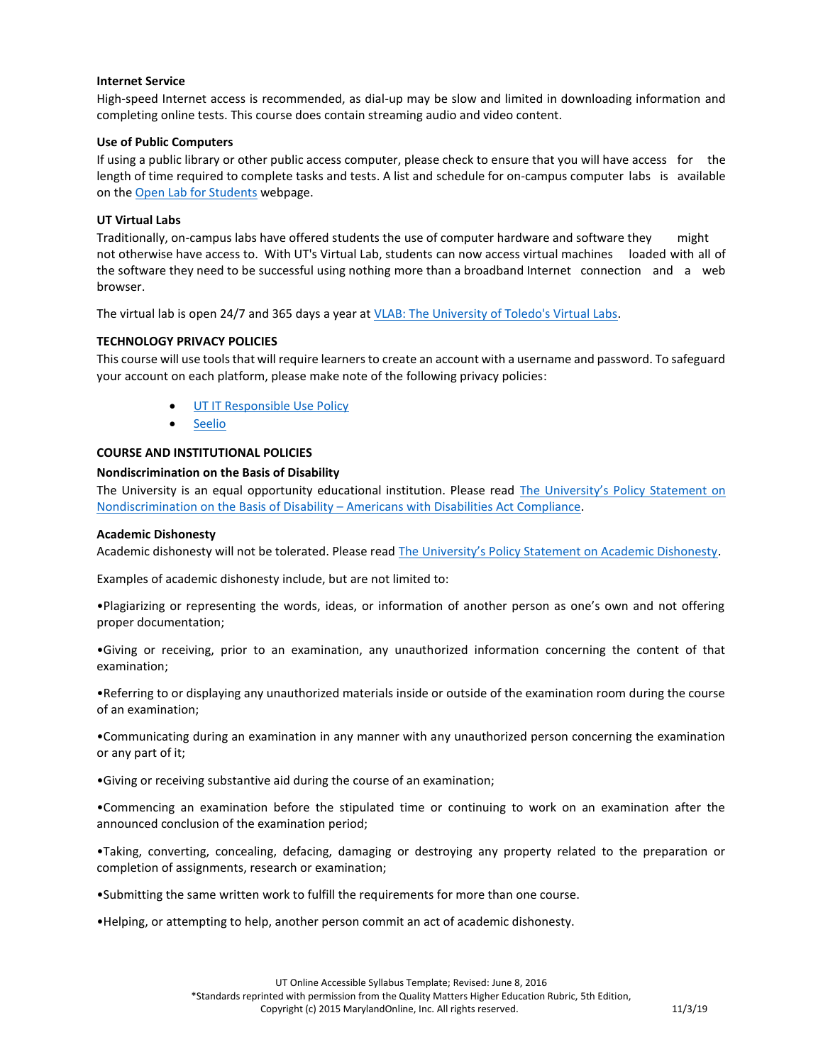**Internet Service**

High-speed Internet access is recommended, as dial-up may be slow and limited in downloading information and completing online tests. This course does contain streaming audio and video content.

**Use of Public Computers**

If using a public library or other public access computer, please check to ensure that you will have access for the length of time required to complete tasks and tests. A list and schedule for on-campus computer labs is available on the Open Lab for Students webpage.

**UT Virtual Labs**

Traditionally, on-campus labs have offered students the use of computer hardware and software they might not otherwise have access to. With UT's Virtual Lab, students can now access virtual machines loaded with all of the software they need to be successful using nothing more than a broadband Internet connection and a web browser.

The virtual lab is open 24/7 and 365 days a year at VLAB: The University of Toledo's Virtual Labs.

**TECHNOLOGY PRIVACY POLICIES**

This course will use tools that will require learners to create an account with a username and password. To safeguard your account on each platform, please make note of the following privacy policies:

- UT IT Responsible Use Policy
- Seelio

**COURSE AND INSTITUTIONAL POLICIES**

**Nondiscrimination on the Basis of Disability**

The University is an equal opportunity educational institution. Please read The University's Policy Statement on Nondiscrimination on the Basis of Disability – Americans with Disabilities Act Compliance.

**Academic Dishonesty**

Academic dishonesty will not be tolerated. Please read The University's Policy Statement on Academic Dishonesty.

Examples of academic dishonesty include, but are not limited to:

•Plagiarizing or representing the words, ideas, or information of another person as one's own and not offering proper documentation;

•Giving or receiving, prior to an examination, any unauthorized information concerning the content of that examination;

•Referring to or displaying any unauthorized materials inside or outside of the examination room during the course of an examination;

•Communicating during an examination in any manner with any unauthorized person concerning the examination or any part of it;

•Giving or receiving substantive aid during the course of an examination;

•Commencing an examination before the stipulated time or continuing to work on an examination after the announced conclusion of the examination period;

•Taking, converting, concealing, defacing, damaging or destroying any property related to the preparation or completion of assignments, research or examination;

•Submitting the same written work to fulfill the requirements for more than one course.

•Helping, or attempting to help, another person commit an act of academic dishonesty.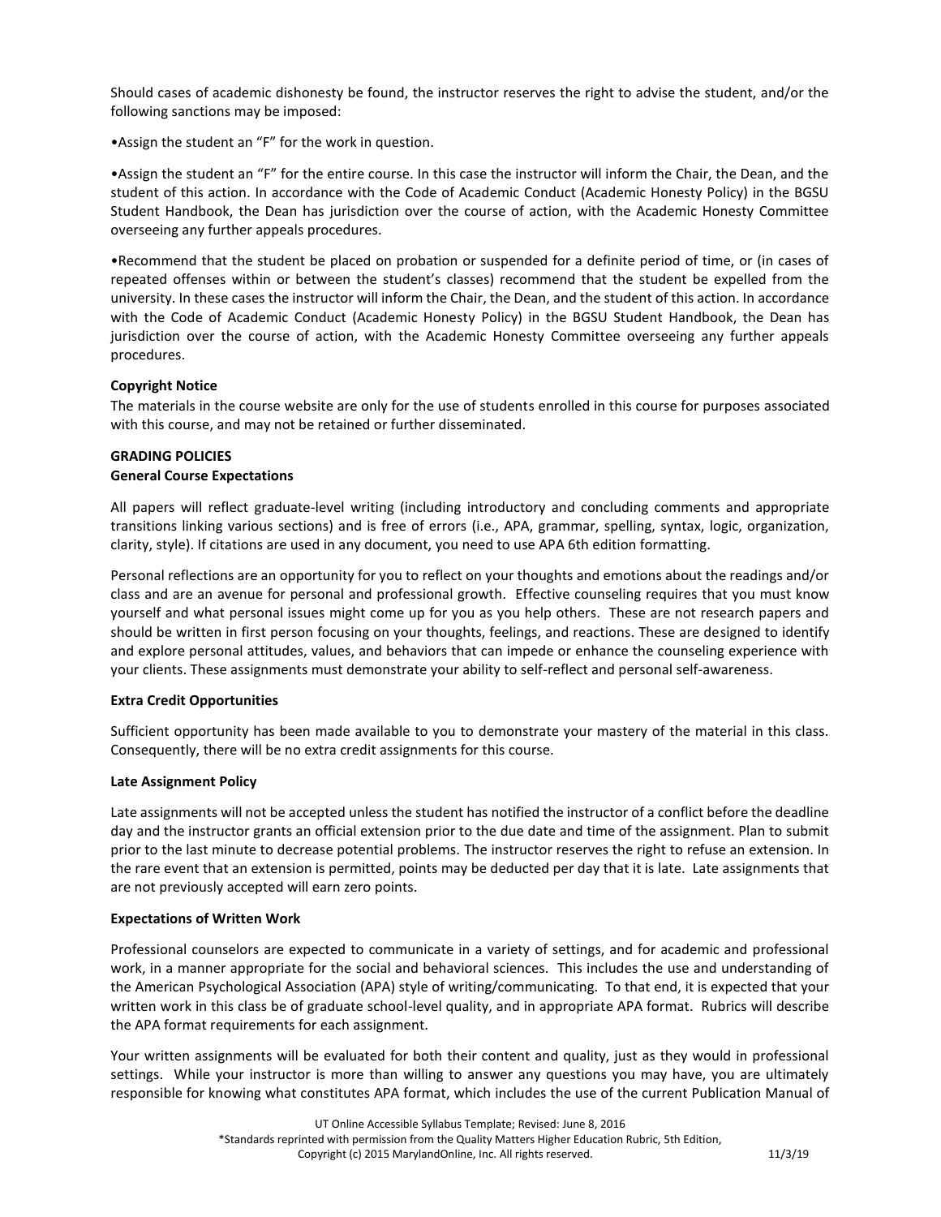Should cases of academic dishonesty be found, the instructor reserves the right to advise the student, and/or the following sanctions may be imposed:

•Assign the student an "F" for the work in question.

•Assign the student an "F" for the entire course. In this case the instructor will inform the Chair, the Dean, and the student of this action. In accordance with the Code of Academic Conduct (Academic Honesty Policy) in the BGSU Student Handbook, the Dean has jurisdiction over the course of action, with the Academic Honesty Committee overseeing any further appeals procedures.

•Recommend that the student be placed on probation or suspended for a definite period of time, or (in cases of repeated offenses within or between the student's classes) recommend that the student be expelled from the university. In these cases the instructor will inform the Chair, the Dean, and the student of this action. In accordance with the Code of Academic Conduct (Academic Honesty Policy) in the BGSU Student Handbook, the Dean has jurisdiction over the course of action, with the Academic Honesty Committee overseeing any further appeals procedures.

**Copyright Notice**

The materials in the course website are only for the use of students enrolled in this course for purposes associated with this course, and may not be retained or further disseminated.

**GRADING POLICIES**

**General Course Expectations**

All papers will reflect graduate-level writing (including introductory and concluding comments and appropriate transitions linking various sections) and is free of errors (i.e., APA, grammar, spelling, syntax, logic, organization, clarity, style). If citations are used in any document, you need to use APA 6th edition formatting.

Personal reflections are an opportunity for you to reflect on your thoughts and emotions about the readings and/or class and are an avenue for personal and professional growth. Effective counseling requires that you must know yourself and what personal issues might come up for you as you help others. These are not research papers and should be written in first person focusing on your thoughts, feelings, and reactions. These are designed to identify and explore personal attitudes, values, and behaviors that can impede or enhance the counseling experience with your clients. These assignments must demonstrate your ability to self-reflect and personal self-awareness.

**Extra Credit Opportunities**

Sufficient opportunity has been made available to you to demonstrate your mastery of the material in this class. Consequently, there will be no extra credit assignments for this course.

**Late Assignment Policy**

Late assignments will not be accepted unless the student has notified the instructor of a conflict before the deadline day and the instructor grants an official extension prior to the due date and time of the assignment. Plan to submit prior to the last minute to decrease potential problems. The instructor reserves the right to refuse an extension. In the rare event that an extension is permitted, points may be deducted per day that it is late. Late assignments that are not previously accepted will earn zero points.

**Expectations of Written Work**

Professional counselors are expected to communicate in a variety of settings, and for academic and professional work, in a manner appropriate for the social and behavioral sciences. This includes the use and understanding of the American Psychological Association (APA) style of writing/communicating. To that end, it is expected that your written work in this class be of graduate school-level quality, and in appropriate APA format. Rubrics will describe the APA format requirements for each assignment.

Your written assignments will be evaluated for both their content and quality, just as they would in professional settings. While your instructor is more than willing to answer any questions you may have, you are ultimately responsible for knowing what constitutes APA format, which includes the use of the current Publication Manual of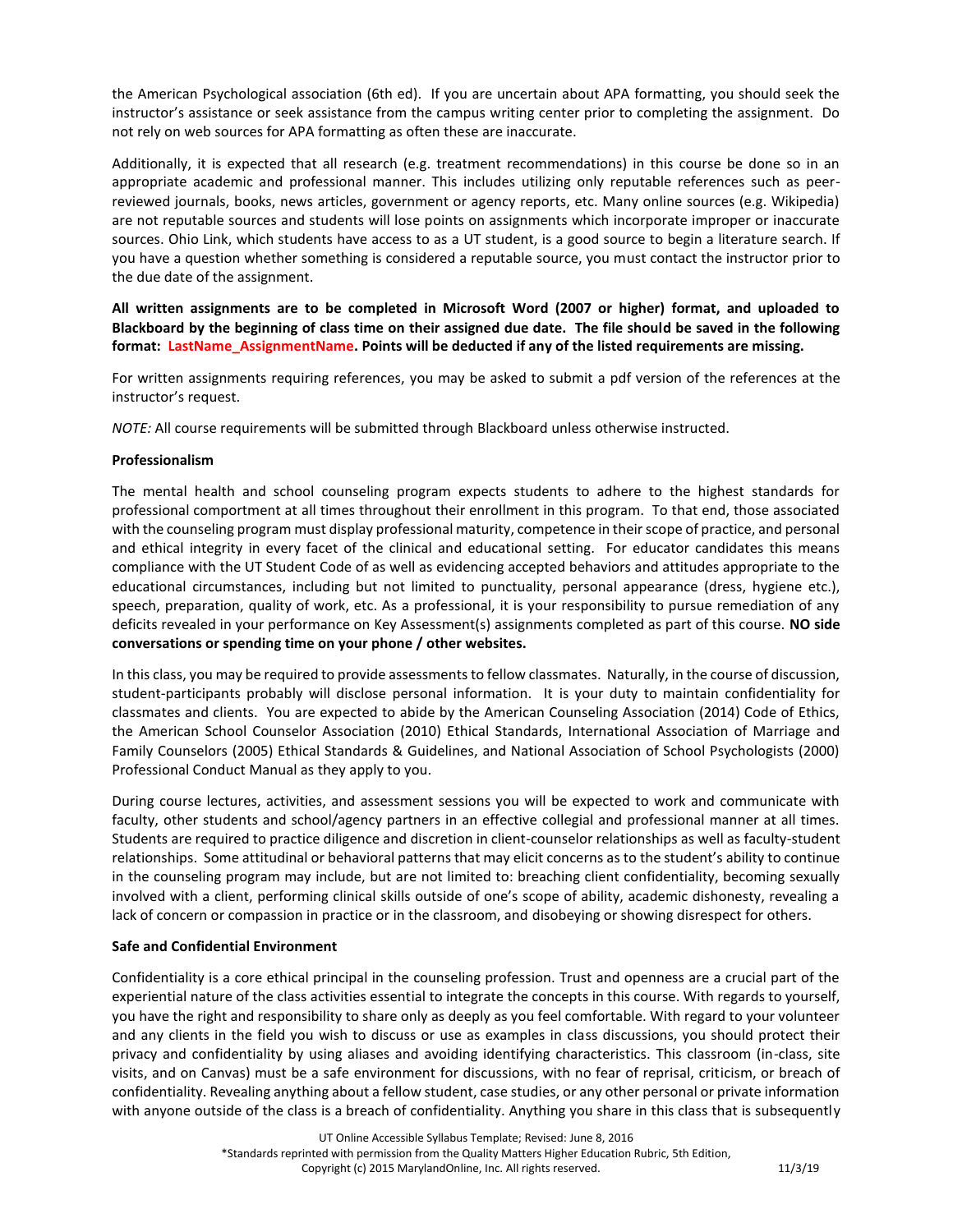the American Psychological association (6th ed). If you are uncertain about APA formatting, you should seek the instructor's assistance or seek assistance from the campus writing center prior to completing the assignment. Do not rely on web sources for APA formatting as often these are inaccurate.

Additionally, it is expected that all research (e.g. treatment recommendations) in this course be done so in an appropriate academic and professional manner. This includes utilizing only reputable references such as peer-reviewed journals, books, news articles, government or agency reports, etc. Many online sources (e.g. Wikipedia) are not reputable sources and students will lose points on assignments which incorporate improper or inaccurate sources. Ohio Link, which students have access to as a UT student, is a good source to begin a literature search. If you have a question whether something is considered a reputable source, you must contact the instructor prior to the due date of the assignment.

**All written assignments are to be completed in Microsoft Word (2007 or higher) format, and uploaded to Blackboard by the beginning of class time on their assigned due date. The file should be saved in the following format: LastName_AssignmentName. Points will be deducted if any of the listed requirements are missing.**

For written assignments requiring references, you may be asked to submit a pdf version of the references at the instructor's request.

*NOTE:* All course requirements will be submitted through Blackboard unless otherwise instructed.

**Professionalism**

The mental health and school counseling program expects students to adhere to the highest standards for professional comportment at all times throughout their enrollment in this program. To that end, those associated with the counseling program must display professional maturity, competence in their scope of practice, and personal and ethical integrity in every facet of the clinical and educational setting. For educator candidates this means compliance with the UT Student Code of as well as evidencing accepted behaviors and attitudes appropriate to the educational circumstances, including but not limited to punctuality, personal appearance (dress, hygiene etc.), speech, preparation, quality of work, etc. As a professional, it is your responsibility to pursue remediation of any deficits revealed in your performance on Key Assessment(s) assignments completed as part of this course. **NO side conversations or spending time on your phone / other websites.**

In this class, you may be required to provide assessments to fellow classmates. Naturally, in the course of discussion, student-participants probably will disclose personal information. It is your duty to maintain confidentiality for classmates and clients. You are expected to abide by the American Counseling Association (2014) Code of Ethics, the American School Counselor Association (2010) Ethical Standards, International Association of Marriage and Family Counselors (2005) Ethical Standards & Guidelines, and National Association of School Psychologists (2000) Professional Conduct Manual as they apply to you.

During course lectures, activities, and assessment sessions you will be expected to work and communicate with faculty, other students and school/agency partners in an effective collegial and professional manner at all times. Students are required to practice diligence and discretion in client-counselor relationships as well as faculty-student relationships. Some attitudinal or behavioral patterns that may elicit concerns as to the student's ability to continue in the counseling program may include, but are not limited to: breaching client confidentiality, becoming sexually involved with a client, performing clinical skills outside of one's scope of ability, academic dishonesty, revealing a lack of concern or compassion in practice or in the classroom, and disobeying or showing disrespect for others.

**Safe and Confidential Environment**

Confidentiality is a core ethical principal in the counseling profession. Trust and openness are a crucial part of the experiential nature of the class activities essential to integrate the concepts in this course. With regards to yourself, you have the right and responsibility to share only as deeply as you feel comfortable. With regard to your volunteer and any clients in the field you wish to discuss or use as examples in class discussions, you should protect their privacy and confidentiality by using aliases and avoiding identifying characteristics. This classroom (in-class, site visits, and on Canvas) must be a safe environment for discussions, with no fear of reprisal, criticism, or breach of confidentiality. Revealing anything about a fellow student, case studies, or any other personal or private information with anyone outside of the class is a breach of confidentiality. Anything you share in this class that is subsequently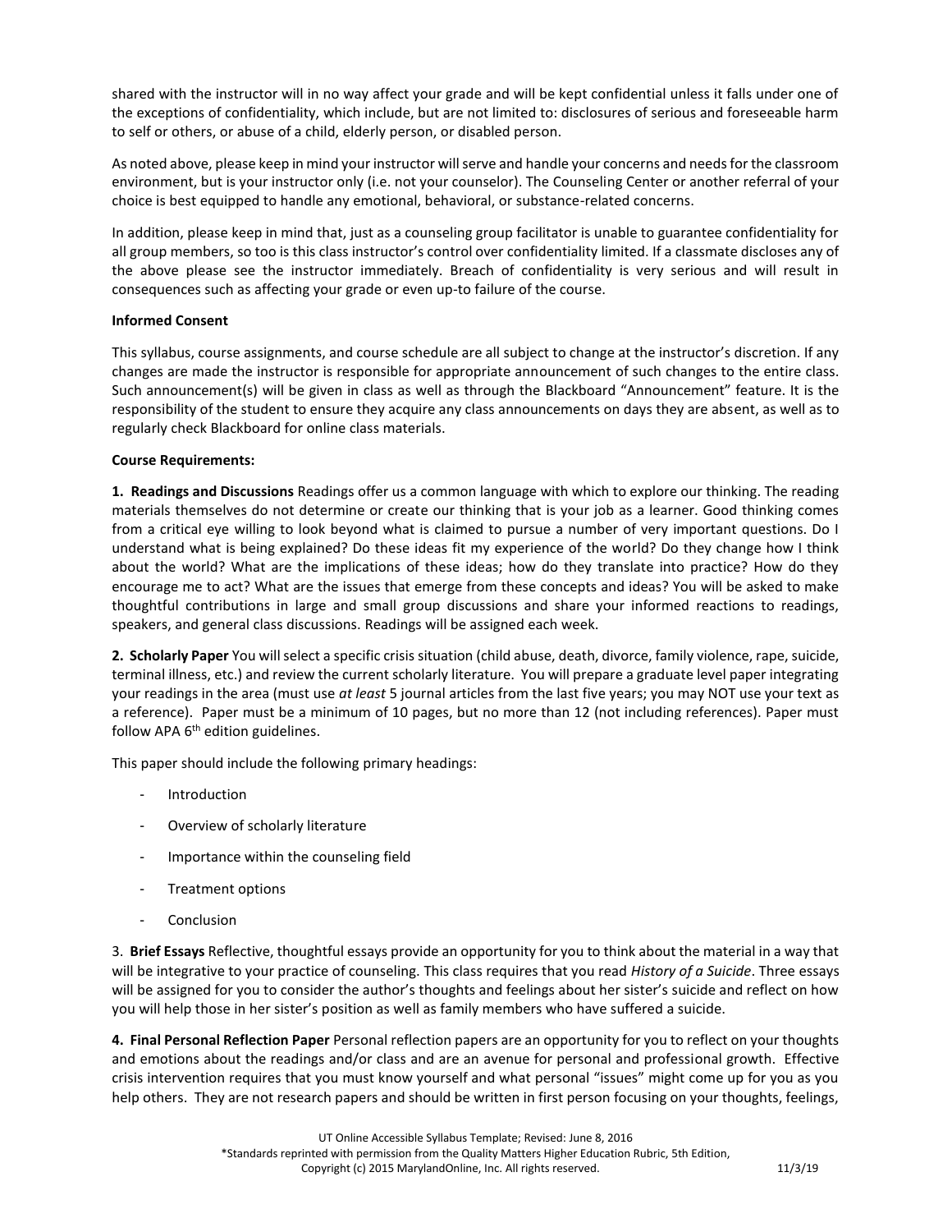shared with the instructor will in no way affect your grade and will be kept confidential unless it falls under one of the exceptions of confidentiality, which include, but are not limited to: disclosures of serious and foreseeable harm to self or others, or abuse of a child, elderly person, or disabled person.

As noted above, please keep in mind your instructor will serve and handle your concerns and needs for the classroom environment, but is your instructor only (i.e. not your counselor). The Counseling Center or another referral of your choice is best equipped to handle any emotional, behavioral, or substance-related concerns.

In addition, please keep in mind that, just as a counseling group facilitator is unable to guarantee confidentiality for all group members, so too is this class instructor's control over confidentiality limited. If a classmate discloses any of the above please see the instructor immediately. Breach of confidentiality is very serious and will result in consequences such as affecting your grade or even up-to failure of the course.

**Informed Consent**

This syllabus, course assignments, and course schedule are all subject to change at the instructor's discretion. If any changes are made the instructor is responsible for appropriate announcement of such changes to the entire class. Such announcement(s) will be given in class as well as through the Blackboard "Announcement" feature. It is the responsibility of the student to ensure they acquire any class announcements on days they are absent, as well as to regularly check Blackboard for online class materials.

**Course Requirements:**

**1. Readings and Discussions** Readings offer us a common language with which to explore our thinking. The reading materials themselves do not determine or create our thinking that is your job as a learner. Good thinking comes from a critical eye willing to look beyond what is claimed to pursue a number of very important questions. Do I understand what is being explained? Do these ideas fit my experience of the world? Do they change how I think about the world? What are the implications of these ideas; how do they translate into practice? How do they encourage me to act? What are the issues that emerge from these concepts and ideas? You will be asked to make thoughtful contributions in large and small group discussions and share your informed reactions to readings, speakers, and general class discussions. Readings will be assigned each week.

**2. Scholarly Paper** You will select a specific crisis situation (child abuse, death, divorce, family violence, rape, suicide, terminal illness, etc.) and review the current scholarly literature. You will prepare a graduate level paper integrating your readings in the area (must use *at least* 5 journal articles from the last five years; you may NOT use your text as a reference). Paper must be a minimum of 10 pages, but no more than 12 (not including references). Paper must follow APA 6th edition guidelines.

This paper should include the following primary headings:

- Introduction
- Overview of scholarly literature
- Importance within the counseling field
- Treatment options
- Conclusion

3. **Brief Essays** Reflective, thoughtful essays provide an opportunity for you to think about the material in a way that will be integrative to your practice of counseling. This class requires that you read *History of a Suicide*. Three essays will be assigned for you to consider the author's thoughts and feelings about her sister's suicide and reflect on how you will help those in her sister's position as well as family members who have suffered a suicide.

**4. Final Personal Reflection Paper** Personal reflection papers are an opportunity for you to reflect on your thoughts and emotions about the readings and/or class and are an avenue for personal and professional growth. Effective crisis intervention requires that you must know yourself and what personal "issues" might come up for you as you help others. They are not research papers and should be written in first person focusing on your thoughts, feelings,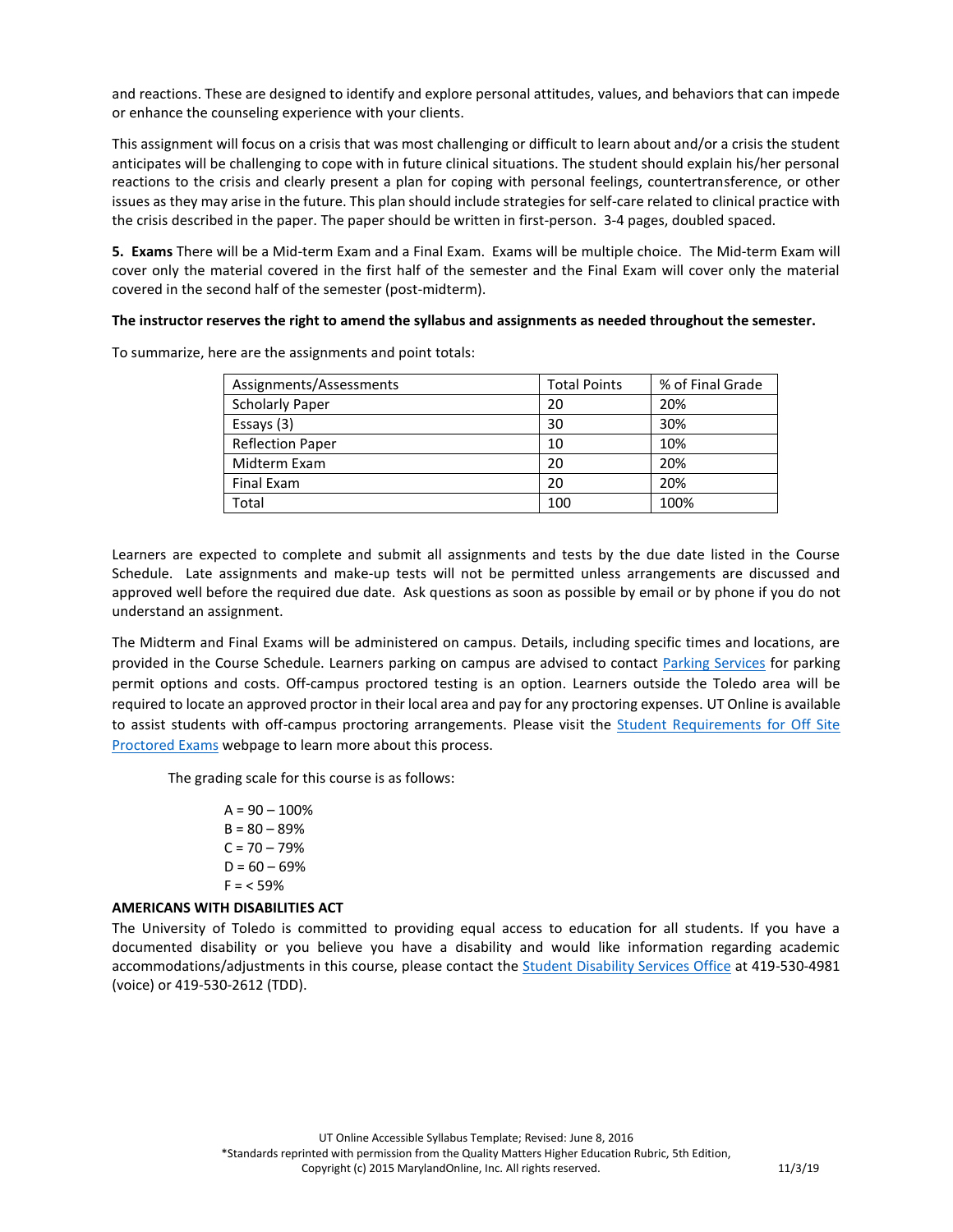and reactions. These are designed to identify and explore personal attitudes, values, and behaviors that can impede or enhance the counseling experience with your clients.

This assignment will focus on a crisis that was most challenging or difficult to learn about and/or a crisis the student anticipates will be challenging to cope with in future clinical situations. The student should explain his/her personal reactions to the crisis and clearly present a plan for coping with personal feelings, countertransference, or other issues as they may arise in the future. This plan should include strategies for self-care related to clinical practice with the crisis described in the paper. The paper should be written in first-person. 3-4 pages, doubled spaced.

**5. Exams** There will be a Mid-term Exam and a Final Exam. Exams will be multiple choice. The Mid-term Exam will cover only the material covered in the first half of the semester and the Final Exam will cover only the material covered in the second half of the semester (post-midterm).

**The instructor reserves the right to amend the syllabus and assignments as needed throughout the semester.**

To summarize, here are the assignments and point totals:

| Assignments/Assessments | Total Points | % of Final Grade |
|---|---|---|
| Scholarly Paper | 20 | 20% |
| Essays (3) | 30 | 30% |
| Reflection Paper | 10 | 10% |
| Midterm Exam | 20 | 20% |
| Final Exam | 20 | 20% |
| Total | 100 | 100% |

Learners are expected to complete and submit all assignments and tests by the due date listed in the Course Schedule. Late assignments and make-up tests will not be permitted unless arrangements are discussed and approved well before the required due date. Ask questions as soon as possible by email or by phone if you do not understand an assignment.

The Midterm and Final Exams will be administered on campus. Details, including specific times and locations, are provided in the Course Schedule. Learners parking on campus are advised to contact Parking Services for parking permit options and costs. Off-campus proctored testing is an option. Learners outside the Toledo area will be required to locate an approved proctor in their local area and pay for any proctoring expenses. UT Online is available to assist students with off-campus proctoring arrangements. Please visit the Student Requirements for Off Site Proctored Exams webpage to learn more about this process.

The grading scale for this course is as follows:

A = 90 – 100%
B = 80 – 89%
C = 70 – 79%
D = 60 – 69%
F = < 59%

**AMERICANS WITH DISABILITIES ACT**

The University of Toledo is committed to providing equal access to education for all students. If you have a documented disability or you believe you have a disability and would like information regarding academic accommodations/adjustments in this course, please contact the Student Disability Services Office at 419-530-4981 (voice) or 419-530-2612 (TDD).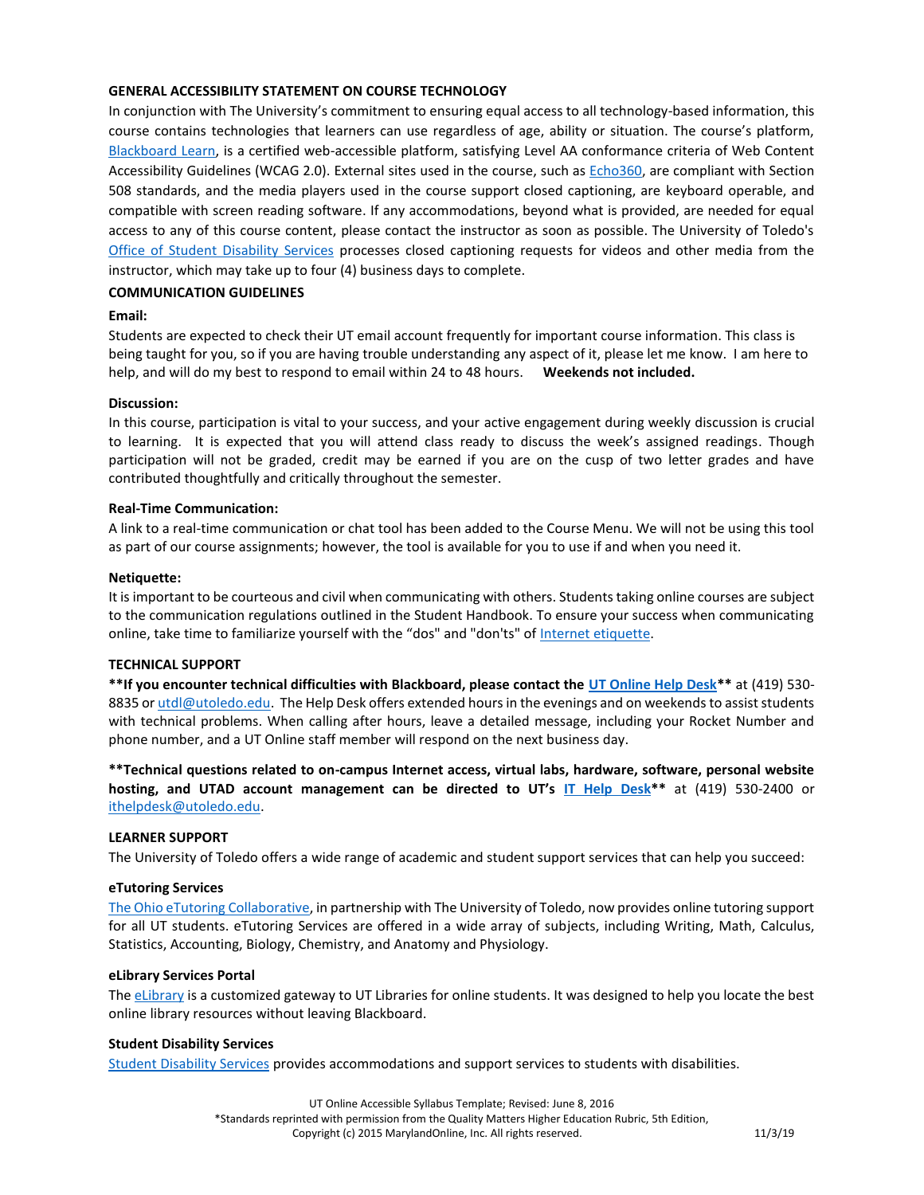### GENERAL ACCESSIBILITY STATEMENT ON COURSE TECHNOLOGY

In conjunction with The University's commitment to ensuring equal access to all technology-based information, this course contains technologies that learners can use regardless of age, ability or situation. The course's platform, Blackboard Learn, is a certified web-accessible platform, satisfying Level AA conformance criteria of Web Content Accessibility Guidelines (WCAG 2.0). External sites used in the course, such as Echo360, are compliant with Section 508 standards, and the media players used in the course support closed captioning, are keyboard operable, and compatible with screen reading software. If any accommodations, beyond what is provided, are needed for equal access to any of this course content, please contact the instructor as soon as possible. The University of Toledo's Office of Student Disability Services processes closed captioning requests for videos and other media from the instructor, which may take up to four (4) business days to complete.

### COMMUNICATION GUIDELINES

**Email:**

Students are expected to check their UT email account frequently for important course information. This class is being taught for you, so if you are having trouble understanding any aspect of it, please let me know. I am here to help, and will do my best to respond to email within 24 to 48 hours. **Weekends not included.**

**Discussion:**

In this course, participation is vital to your success, and your active engagement during weekly discussion is crucial to learning. It is expected that you will attend class ready to discuss the week's assigned readings. Though participation will not be graded, credit may be earned if you are on the cusp of two letter grades and have contributed thoughtfully and critically throughout the semester.

**Real-Time Communication:**

A link to a real-time communication or chat tool has been added to the Course Menu. We will not be using this tool as part of our course assignments; however, the tool is available for you to use if and when you need it.

**Netiquette:**

It is important to be courteous and civil when communicating with others. Students taking online courses are subject to the communication regulations outlined in the Student Handbook. To ensure your success when communicating online, take time to familiarize yourself with the "dos" and "don'ts" of Internet etiquette.

### TECHNICAL SUPPORT

**\*\*If you encounter technical difficulties with Blackboard, please contact the UT Online Help Desk\*\*** at (419) 530-8835 or utdl@utoledo.edu. The Help Desk offers extended hours in the evenings and on weekends to assist students with technical problems. When calling after hours, leave a detailed message, including your Rocket Number and phone number, and a UT Online staff member will respond on the next business day.

**\*\*Technical questions related to on-campus Internet access, virtual labs, hardware, software, personal website hosting, and UTAD account management can be directed to UT's IT Help Desk\*\*** at (419) 530-2400 or ithelpdesk@utoledo.edu.

### LEARNER SUPPORT

The University of Toledo offers a wide range of academic and student support services that can help you succeed:

**eTutoring Services**

The Ohio eTutoring Collaborative, in partnership with The University of Toledo, now provides online tutoring support for all UT students. eTutoring Services are offered in a wide array of subjects, including Writing, Math, Calculus, Statistics, Accounting, Biology, Chemistry, and Anatomy and Physiology.

**eLibrary Services Portal**

The eLibrary is a customized gateway to UT Libraries for online students. It was designed to help you locate the best online library resources without leaving Blackboard.

**Student Disability Services**

Student Disability Services provides accommodations and support services to students with disabilities.

UT Online Accessible Syllabus Template; Revised: June 8, 2016
*Standards reprinted with permission from the Quality Matters Higher Education Rubric, 5th Edition, Copyright (c) 2015 MarylandOnline, Inc. All rights reserved. 11/3/19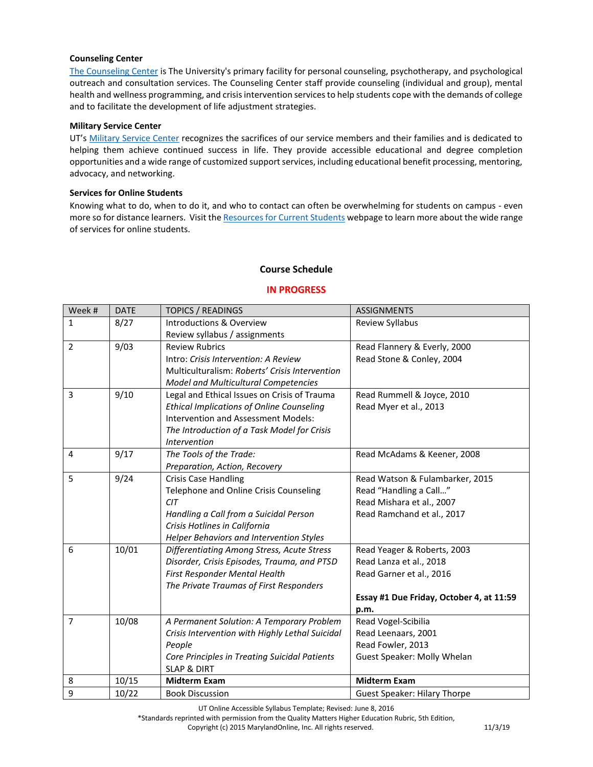**Counseling Center**

The Counseling Center is The University's primary facility for personal counseling, psychotherapy, and psychological outreach and consultation services. The Counseling Center staff provide counseling (individual and group), mental health and wellness programming, and crisis intervention services to help students cope with the demands of college and to facilitate the development of life adjustment strategies.

**Military Service Center**

UT's Military Service Center recognizes the sacrifices of our service members and their families and is dedicated to helping them achieve continued success in life. They provide accessible educational and degree completion opportunities and a wide range of customized support services, including educational benefit processing, mentoring, advocacy, and networking.

**Services for Online Students**

Knowing what to do, when to do it, and who to contact can often be overwhelming for students on campus - even more so for distance learners. Visit the Resources for Current Students webpage to learn more about the wide range of services for online students.

## Course Schedule

**IN PROGRESS**

| Week # | DATE | TOPICS / READINGS | ASSIGNMENTS |
|---|---|---|---|
| 1 | 8/27 | Introductions & Overview<br>Review syllabus / assignments | Review Syllabus |
| 2 | 9/03 | Review Rubrics<br>Intro: *Crisis Intervention: A Review*<br>Multiculturalism: *Roberts' Crisis Intervention Model and Multicultural Competencies* | Read Flannery & Everly, 2000<br>Read Stone & Conley, 2004 |
| 3 | 9/10 | Legal and Ethical Issues on Crisis of Trauma<br>*Ethical Implications of Online Counseling*<br>Intervention and Assessment Models:<br>*The Introduction of a Task Model for Crisis Intervention* | Read Rummell & Joyce, 2010<br>Read Myer et al., 2013 |
| 4 | 9/17 | *The Tools of the Trade:*<br>*Preparation, Action, Recovery* | Read McAdams & Keener, 2008 |
| 5 | 9/24 | Crisis Case Handling<br>Telephone and Online Crisis Counseling<br>*CIT*<br>*Handling a Call from a Suicidal Person*<br>*Crisis Hotlines in California*<br>*Helper Behaviors and Intervention Styles* | Read Watson & Fulambarker, 2015<br>Read "Handling a Call…"<br>Read Mishara et al., 2007<br>Read Ramchand et al., 2017 |
| 6 | 10/01 | *Differentiating Among Stress, Acute Stress Disorder, Crisis Episodes, Trauma, and PTSD*<br>*First Responder Mental Health*<br>*The Private Traumas of First Responders* | Read Yeager & Roberts, 2003<br>Read Lanza et al., 2018<br>Read Garner et al., 2016<br><br>**Essay #1 Due Friday, October 4, at 11:59 p.m.** |
| 7 | 10/08 | *A Permanent Solution: A Temporary Problem*<br>*Crisis Intervention with Highly Lethal Suicidal People*<br>*Core Principles in Treating Suicidal Patients*<br>SLAP & DIRT | Read Vogel-Scibilia<br>Read Leenaars, 2001<br>Read Fowler, 2013<br>Guest Speaker: Molly Whelan |
| 8 | 10/15 | **Midterm Exam** | **Midterm Exam** |
| 9 | 10/22 | Book Discussion | Guest Speaker: Hilary Thorpe |

UT Online Accessible Syllabus Template; Revised: June 8, 2016
*Standards reprinted with permission from the Quality Matters Higher Education Rubric, 5th Edition, Copyright (c) 2015 MarylandOnline, Inc. All rights reserved.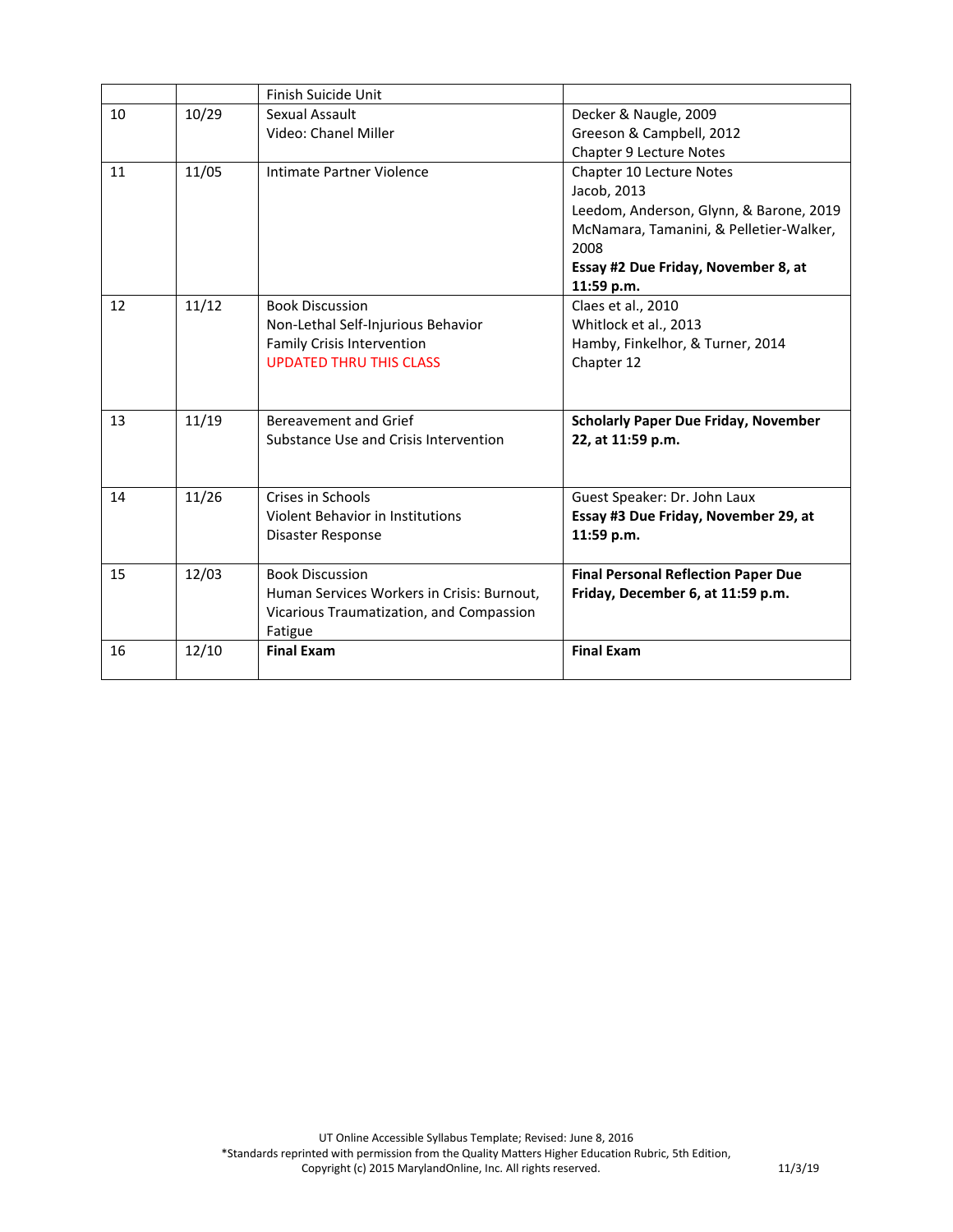| | | | |
|---|---|---|---|
| | | Finish Suicide Unit | |
| 10 | 10/29 | Sexual Assault<br>Video: Chanel Miller | Decker & Naugle, 2009<br>Greeson & Campbell, 2012<br>Chapter 9 Lecture Notes |
| 11 | 11/05 | Intimate Partner Violence | Chapter 10 Lecture Notes<br>Jacob, 2013<br>Leedom, Anderson, Glynn, & Barone, 2019<br>McNamara, Tamanini, & Pelletier-Walker, 2008<br>**Essay #2 Due Friday, November 8, at 11:59 p.m.** |
| 12 | 11/12 | Book Discussion<br>Non-Lethal Self-Injurious Behavior<br>Family Crisis Intervention<br>UPDATED THRU THIS CLASS | Claes et al., 2010<br>Whitlock et al., 2013<br>Hamby, Finkelhor, & Turner, 2014<br>Chapter 12 |
| 13 | 11/19 | Bereavement and Grief<br>Substance Use and Crisis Intervention | **Scholarly Paper Due Friday, November 22, at 11:59 p.m.** |
| 14 | 11/26 | Crises in Schools<br>Violent Behavior in Institutions<br>Disaster Response | Guest Speaker: Dr. John Laux<br>**Essay #3 Due Friday, November 29, at 11:59 p.m.** |
| 15 | 12/03 | Book Discussion<br>Human Services Workers in Crisis: Burnout, Vicarious Traumatization, and Compassion Fatigue | **Final Personal Reflection Paper Due Friday, December 6, at 11:59 p.m.** |
| 16 | 12/10 | **Final Exam** | **Final Exam** |

UT Online Accessible Syllabus Template; Revised: June 8, 2016
*Standards reprinted with permission from the Quality Matters Higher Education Rubric, 5th Edition, Copyright (c) 2015 MarylandOnline, Inc. All rights reserved.

11/3/19